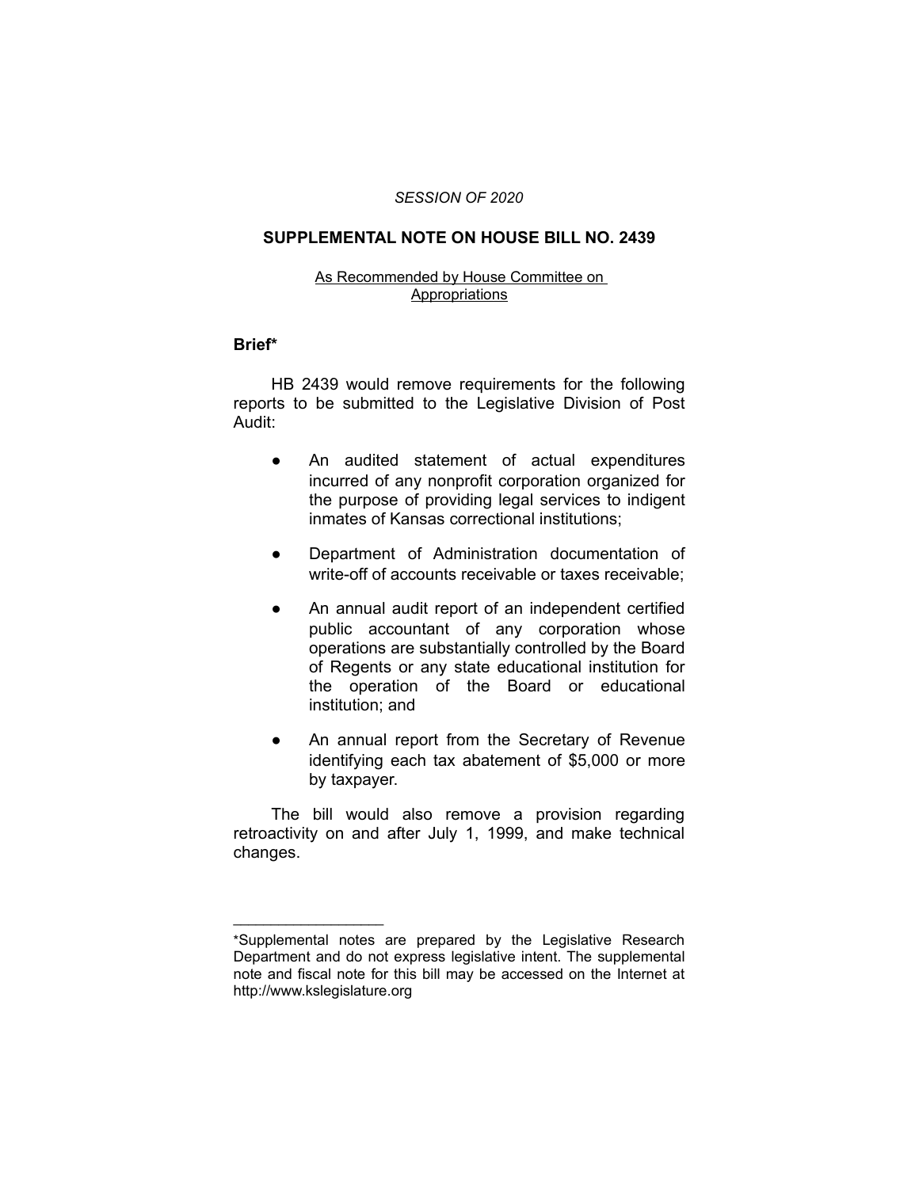*SESSION OF 2020*

# SUPPLEMENTAL NOTE ON HOUSE BILL NO. 2439

As Recommended by House Committee on Appropriations

## Brief*

HB 2439 would remove requirements for the following reports to be submitted to the Legislative Division of Post Audit:

- An audited statement of actual expenditures incurred of any nonprofit corporation organized for the purpose of providing legal services to indigent inmates of Kansas correctional institutions;
- Department of Administration documentation of write-off of accounts receivable or taxes receivable;
- An annual audit report of an independent certified public accountant of any corporation whose operations are substantially controlled by the Board of Regents or any state educational institution for the operation of the Board or educational institution; and
- An annual report from the Secretary of Revenue identifying each tax abatement of $5,000 or more by taxpayer.

The bill would also remove a provision regarding retroactivity on and after July 1, 1999, and make technical changes.

---

*Supplemental notes are prepared by the Legislative Research Department and do not express legislative intent. The supplemental note and fiscal note for this bill may be accessed on the Internet at http://www.kslegislature.org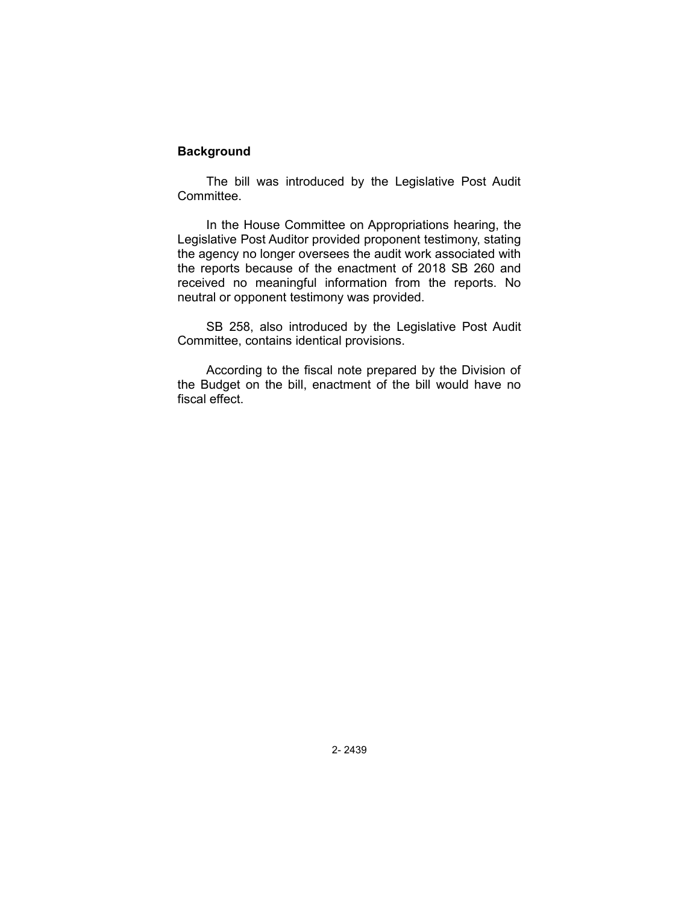## Background

The bill was introduced by the Legislative Post Audit Committee.

In the House Committee on Appropriations hearing, the Legislative Post Auditor provided proponent testimony, stating the agency no longer oversees the audit work associated with the reports because of the enactment of 2018 SB 260 and received no meaningful information from the reports. No neutral or opponent testimony was provided.

SB 258, also introduced by the Legislative Post Audit Committee, contains identical provisions.

According to the fiscal note prepared by the Division of the Budget on the bill, enactment of the bill would have no fiscal effect.